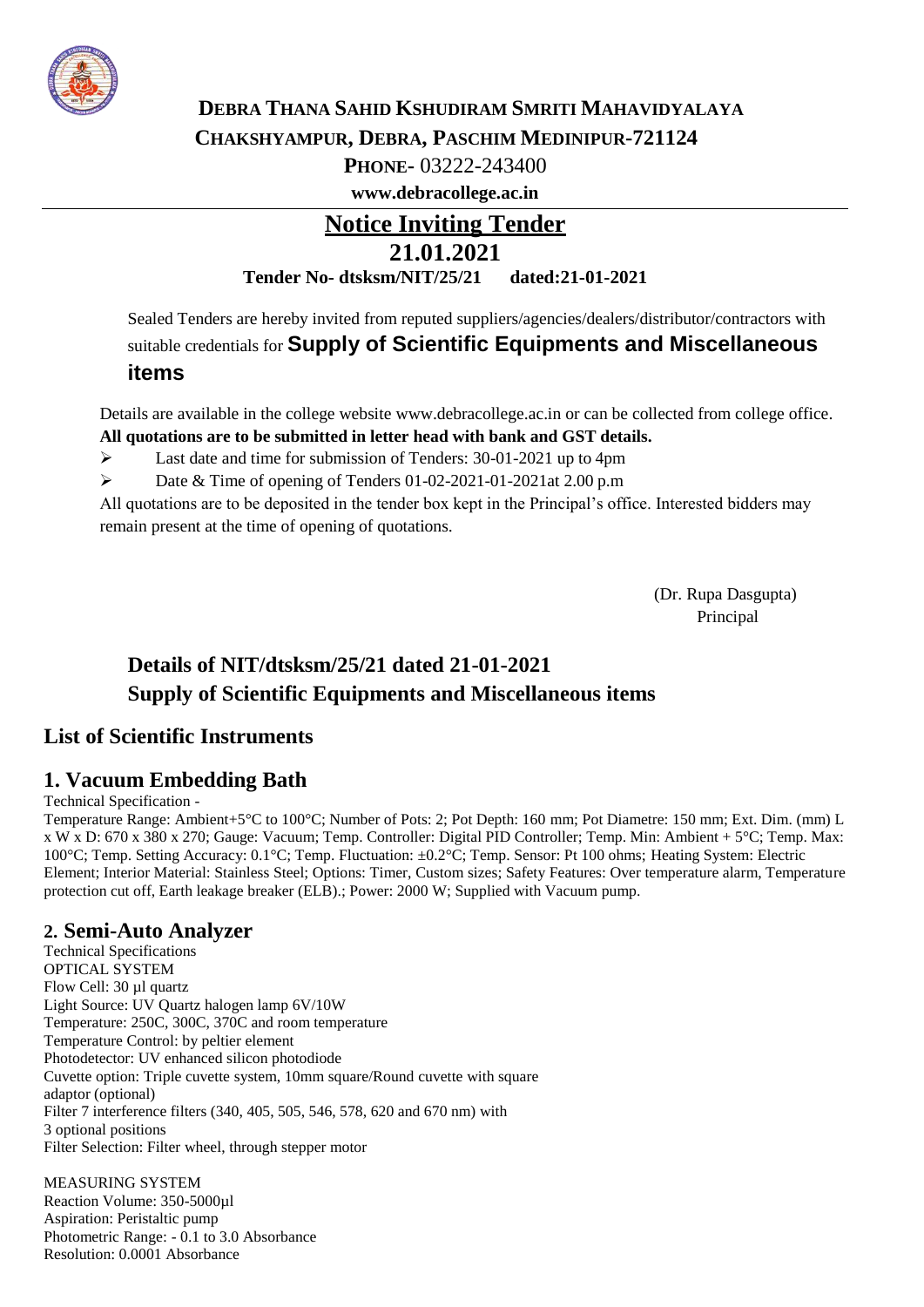# DEBRA THANA SAHID KSHUDIRAM SMRITI MAHAVIDYALAYA

**CHAKSHYAMPUR, DEBRA, PASCHIM MEDINIPUR-721124**

**PHONE-** 03222-243400

**www.debracollege.ac.in**

## Notice Inviting Tender

## 21.01.2021

**Tender No- dtsksm/NIT/25/21 dated:21-01-2021**

Sealed Tenders are hereby invited from reputed suppliers/agencies/dealers/distributor/contractors with suitable credentials for **Supply of Scientific Equipments and Miscellaneous items**

Details are available in the college website www.debracollege.ac.in or can be collected from college office.
**All quotations are to be submitted in letter head with bank and GST details.**

- Last date and time for submission of Tenders: 30-01-2021 up to 4pm
- Date & Time of opening of Tenders 01-02-2021-01-2021at 2.00 p.m

All quotations are to be deposited in the tender box kept in the Principal's office. Interested bidders may remain present at the time of opening of quotations.

(Dr. Rupa Dasgupta)
Principal

## Details of NIT/dtsksm/25/21 dated 21-01-2021
## Supply of Scientific Equipments and Miscellaneous items

## List of Scientific Instruments

### 1. Vacuum Embedding Bath

Technical Specification -

Temperature Range: Ambient+5°C to 100°C; Number of Pots: 2; Pot Depth: 160 mm; Pot Diametre: 150 mm; Ext. Dim. (mm) L x W x D: 670 x 380 x 270; Gauge: Vacuum; Temp. Controller: Digital PID Controller; Temp. Min: Ambient + 5°C; Temp. Max: 100°C; Temp. Setting Accuracy: 0.1°C; Temp. Fluctuation: ±0.2°C; Temp. Sensor: Pt 100 ohms; Heating System: Electric Element; Interior Material: Stainless Steel; Options: Timer, Custom sizes; Safety Features: Over temperature alarm, Temperature protection cut off, Earth leakage breaker (ELB).; Power: 2000 W; Supplied with Vacuum pump.

### 2. Semi-Auto Analyzer

Technical Specifications

OPTICAL SYSTEM

Flow Cell: 30 µl quartz

Light Source: UV Quartz halogen lamp 6V/10W

Temperature: 250C, 300C, 370C and room temperature

Temperature Control: by peltier element

Photodetector: UV enhanced silicon photodiode

Cuvette option: Triple cuvette system, 10mm square/Round cuvette with square adaptor (optional)

Filter 7 interference filters (340, 405, 505, 546, 578, 620 and 670 nm) with 3 optional positions

Filter Selection: Filter wheel, through stepper motor

MEASURING SYSTEM

Reaction Volume: 350-5000µl

Aspiration: Peristaltic pump

Photometric Range: - 0.1 to 3.0 Absorbance

Resolution: 0.0001 Absorbance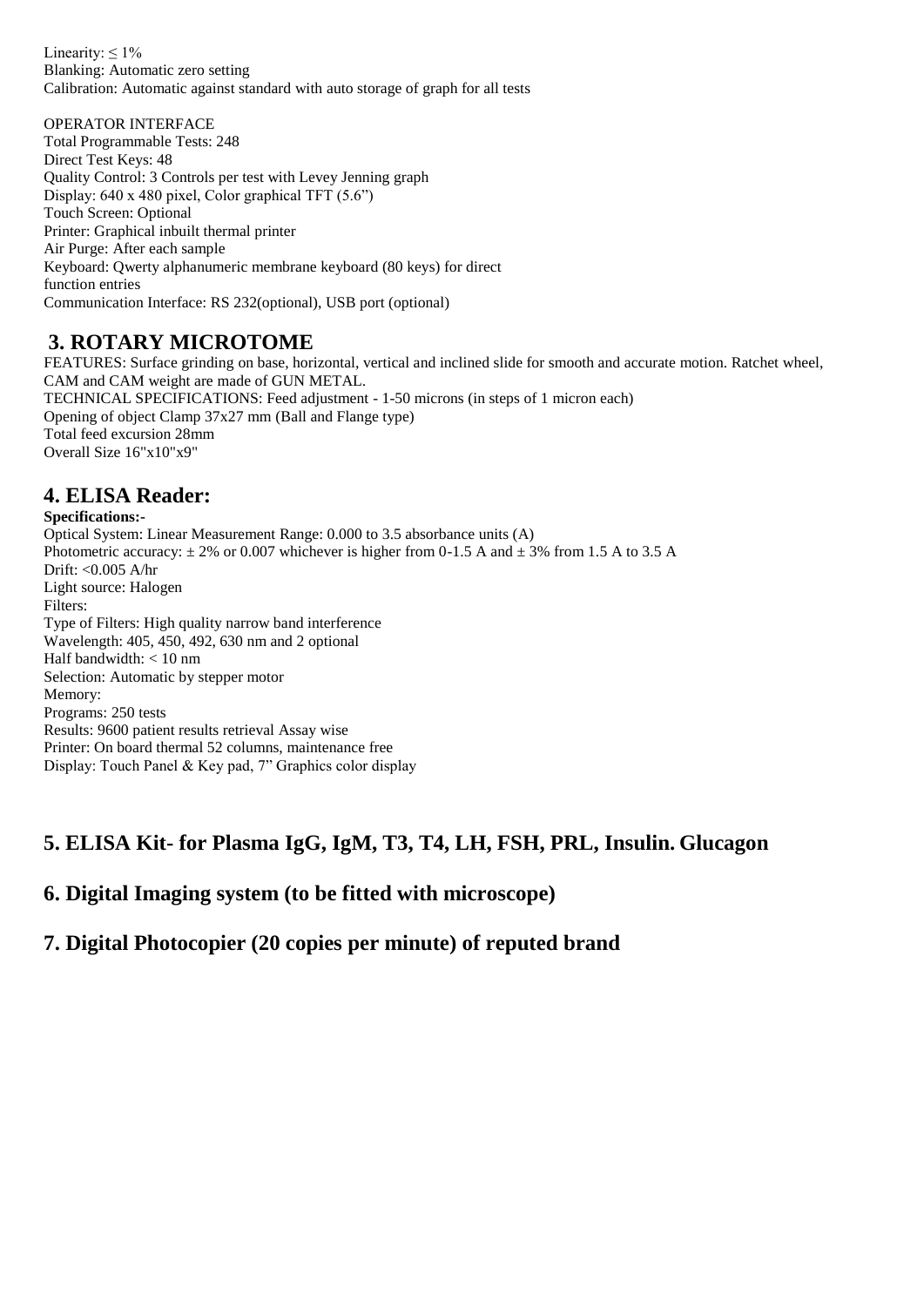Linearity: ≤ 1%
Blanking: Automatic zero setting
Calibration: Automatic against standard with auto storage of graph for all tests

OPERATOR INTERFACE
Total Programmable Tests: 248
Direct Test Keys: 48
Quality Control: 3 Controls per test with Levey Jenning graph
Display: 640 x 480 pixel, Color graphical TFT (5.6")
Touch Screen: Optional
Printer: Graphical inbuilt thermal printer
Air Purge: After each sample
Keyboard: Qwerty alphanumeric membrane keyboard (80 keys) for direct function entries
Communication Interface: RS 232(optional), USB port (optional)

## 3. ROTARY MICROTOME

FEATURES: Surface grinding on base, horizontal, vertical and inclined slide for smooth and accurate motion. Ratchet wheel, CAM and CAM weight are made of GUN METAL.
TECHNICAL SPECIFICATIONS: Feed adjustment - 1-50 microns (in steps of 1 micron each)
Opening of object Clamp 37x27 mm (Ball and Flange type)
Total feed excursion 28mm
Overall Size 16"x10"x9"

## 4. ELISA Reader:

**Specifications:-**
Optical System: Linear Measurement Range: 0.000 to 3.5 absorbance units (A)
Photometric accuracy: ± 2% or 0.007 whichever is higher from 0-1.5 A and ± 3% from 1.5 A to 3.5 A
Drift: <0.005 A/hr
Light source: Halogen
Filters:
Type of Filters: High quality narrow band interference
Wavelength: 405, 450, 492, 630 nm and 2 optional
Half bandwidth: < 10 nm
Selection: Automatic by stepper motor
Memory:
Programs: 250 tests
Results: 9600 patient results retrieval Assay wise
Printer: On board thermal 52 columns, maintenance free
Display: Touch Panel & Key pad, 7" Graphics color display

## 5. ELISA Kit- for Plasma IgG, IgM, T3, T4, LH, FSH, PRL, Insulin. Glucagon

## 6. Digital Imaging system (to be fitted with microscope)

## 7. Digital Photocopier (20 copies per minute) of reputed brand